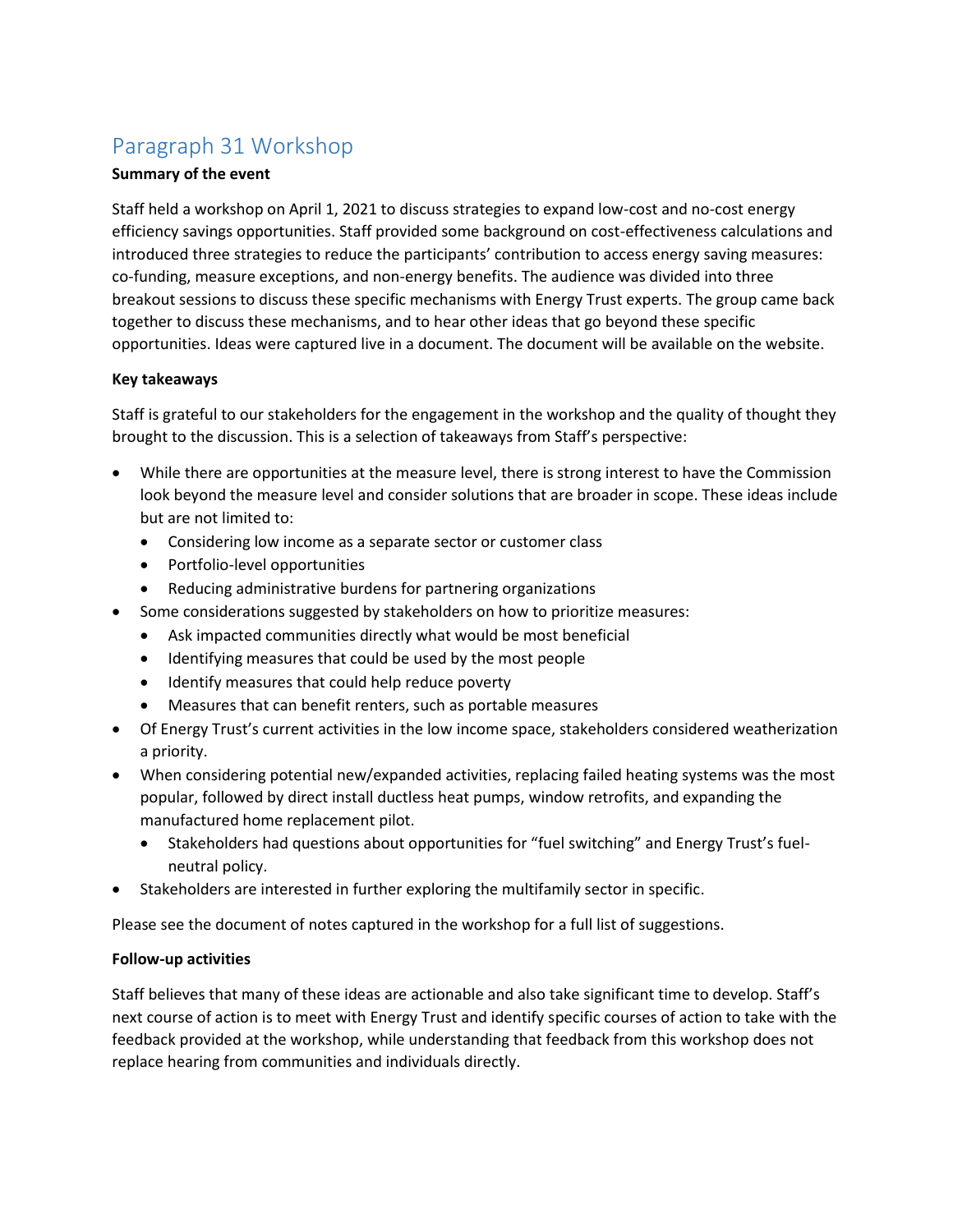# Paragraph 31 Workshop

**Summary of the event**

Staff held a workshop on April 1, 2021 to discuss strategies to expand low-cost and no-cost energy efficiency savings opportunities. Staff provided some background on cost-effectiveness calculations and introduced three strategies to reduce the participants' contribution to access energy saving measures: co-funding, measure exceptions, and non-energy benefits. The audience was divided into three breakout sessions to discuss these specific mechanisms with Energy Trust experts. The group came back together to discuss these mechanisms, and to hear other ideas that go beyond these specific opportunities. Ideas were captured live in a document. The document will be available on the website.

**Key takeaways**

Staff is grateful to our stakeholders for the engagement in the workshop and the quality of thought they brought to the discussion. This is a selection of takeaways from Staff's perspective:

- While there are opportunities at the measure level, there is strong interest to have the Commission look beyond the measure level and consider solutions that are broader in scope. These ideas include but are not limited to:
  - Considering low income as a separate sector or customer class
  - Portfolio-level opportunities
  - Reducing administrative burdens for partnering organizations
- Some considerations suggested by stakeholders on how to prioritize measures:
  - Ask impacted communities directly what would be most beneficial
  - Identifying measures that could be used by the most people
  - Identify measures that could help reduce poverty
  - Measures that can benefit renters, such as portable measures
- Of Energy Trust's current activities in the low income space, stakeholders considered weatherization a priority.
- When considering potential new/expanded activities, replacing failed heating systems was the most popular, followed by direct install ductless heat pumps, window retrofits, and expanding the manufactured home replacement pilot.
  - Stakeholders had questions about opportunities for "fuel switching" and Energy Trust's fuel-neutral policy.
- Stakeholders are interested in further exploring the multifamily sector in specific.

Please see the document of notes captured in the workshop for a full list of suggestions.

**Follow-up activities**

Staff believes that many of these ideas are actionable and also take significant time to develop. Staff's next course of action is to meet with Energy Trust and identify specific courses of action to take with the feedback provided at the workshop, while understanding that feedback from this workshop does not replace hearing from communities and individuals directly.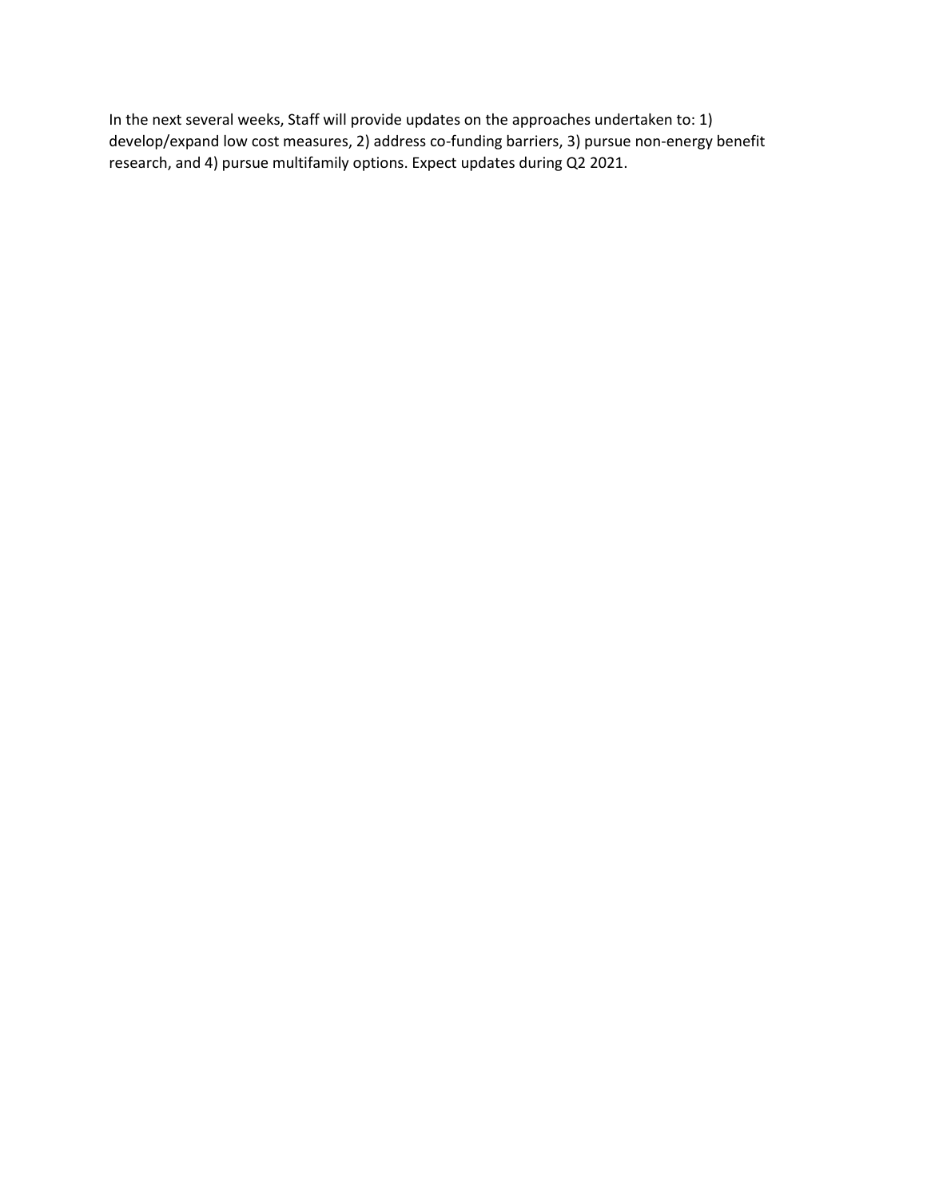In the next several weeks, Staff will provide updates on the approaches undertaken to: 1) develop/expand low cost measures, 2) address co-funding barriers, 3) pursue non-energy benefit research, and 4) pursue multifamily options. Expect updates during Q2 2021.